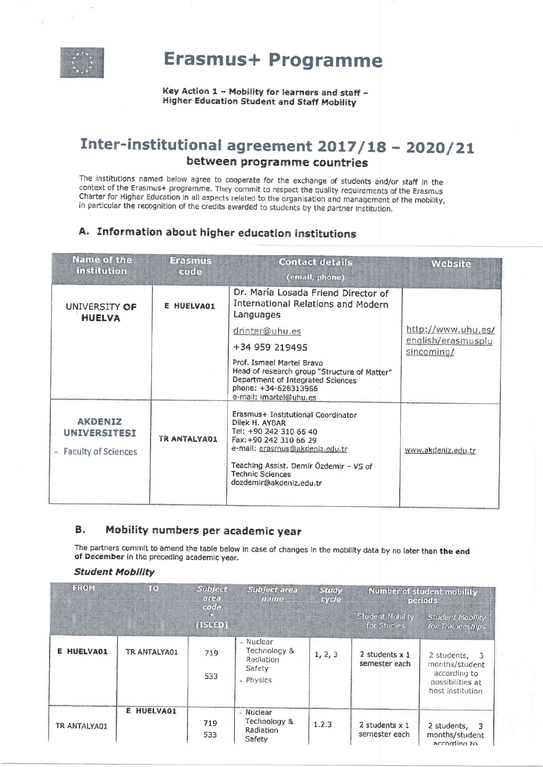# Erasmus+ Programme

**Key Action 1 – Mobility for learners and staff – Higher Education Student and Staff Mobility**

# Inter-institutional agreement 2017/18 – 2020/21

## between programme countries

The institutions named below agree to cooperate for the exchange of students and/or staff in the context of the Erasmus+ programme. They commit to respect the quality requirements of the Erasmus Charter for Higher Education in all aspects related to the organisation and management of the mobility, in particular the recognition of the credits awarded to students by the partner institution.

## A. Information about higher education institutions

| Name of the institution | Erasmus code | Contact details (email, phone) | Website |
|---|---|---|---|
| UNIVERSITY OF HUELVA | E HUELVA01 | Dr. María Losada Friend Director of International Relations and Modern Languages<br>drinter@uhu.es<br>+34 959 219495<br>Prof. Ismael Martel Bravo<br>Head of research group "Structure of Matter"<br>Department of Integrated Sciences<br>phone: +34-628313966<br>e-mail: imartel@uhu.es | http://www.uhu.es/english/erasmusplusincoming/ |
| AKDENIZ UNIVERSITESI<br>- Faculty of Sciences | TR ANTALYA01 | Erasmus+ Institutional Coordinator<br>Dilek H. AYBAR<br>Tel: +90 242 310 66 40<br>Fax:+90 242 310 66 29<br>e-mail: erasmus@akdeniz.edu.tr<br>Teaching Assist. Demir Özdemir – VS of Technic Sciences<br>dozdemir@akdeniz.edu.tr | www.akdeniz.edu.tr |

## B. Mobility numbers per academic year

The partners commit to amend the table below in case of changes in the mobility data by no later than **the end of December** in the preceding academic year.

### *Student Mobility*

| FROM | TO | Subject area code * [ISCED] | Subject area name | Study cycle | Number of student mobility periods | |
|---|---|---|---|---|---|---|
| | | | | | Student Mobility for Studies | Student Mobility for Traineeships |
| E HUELVA01 | TR ANTALYA01 | 719<br>533 | - Nuclear Technology & Radiation Safety<br>- Physics | 1, 2, 3 | 2 students x 1 semester each | 2 students, 3 months/student according to possibilities at host institution |
| TR ANTALYA01 | E HUELVA01 | 719<br>533 | - Nuclear Technology & Radiation Safety | 1.2.3 | 2 students x 1 semester each | 2 students, 3 months/student according to |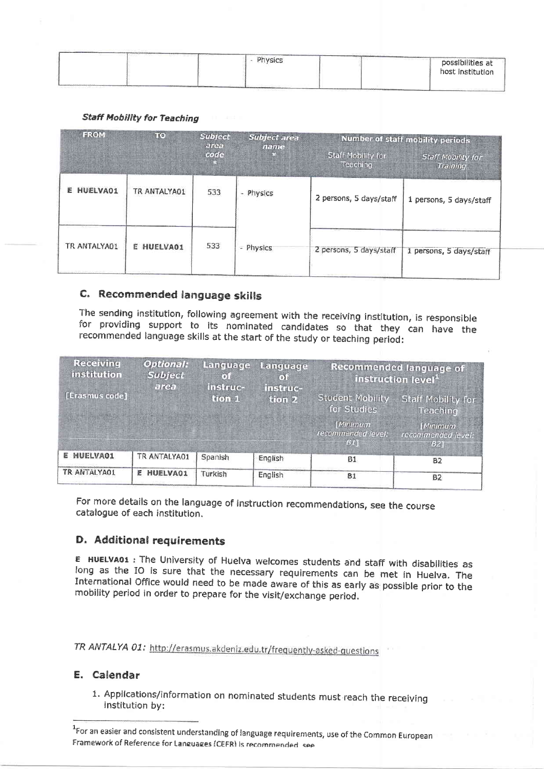| | | | - Physics | | | possibilities at host institution |
|---|---|---|---|---|---|---|

***Staff Mobility for Teaching***

| FROM | TO | Subject area code * | Subject area name * | Number of staff mobility periods | |
|---|---|---|---|---|---|
| | | | | Staff Mobility for Teaching | Staff Mobility for Training |
| **E HUELVA01** | TR ANTALYA01 | 533 | - Physics | 2 persons, 5 days/staff | 1 persons, 5 days/staff |
| TR ANTALYA01 | **E HUELVA01** | 533 | - Physics | 2 persons, 5 days/staff | 1 persons, 5 days/staff |

## C. Recommended language skills

The sending institution, following agreement with the receiving institution, is responsible for providing support to its nominated candidates so that they can have the recommended language skills at the start of the study or teaching period:

| Receiving institution [Erasmus code] | Optional: Subject area | Language of instruction 1 | Language of instruction 2 | Recommended language of instruction level[1] | |
|---|---|---|---|---|---|
| | | | | Student Mobility for Studies [Minimum recommended level: B1] | Staff Mobility for Teaching [Minimum recommended level: B2] |
| **E HUELVA01** | TR ANTALYA01 | Spanish | English | B1 | B2 |
| TR ANTALYA01 | **E HUELVA01** | Turkish | English | B1 | B2 |

For more details on the language of instruction recommendations, see the course catalogue of each institution.

## D. Additional requirements

**E HUELVA01** : The University of Huelva welcomes students and staff with disabilities as long as the IO is sure that the necessary requirements can be met in Huelva. The International Office would need to be made aware of this as early as possible prior to the mobility period in order to prepare for the visit/exchange period.

*TR ANTALYA 01:* http://erasmus.akdeniz.edu.tr/frequently-asked-questions

## E. Calendar

1. Applications/information on nominated students must reach the receiving institution by:

[1] For an easier and consistent understanding of language requirements, use of the Common European Framework of Reference for Languages (CEFR) is recommended, see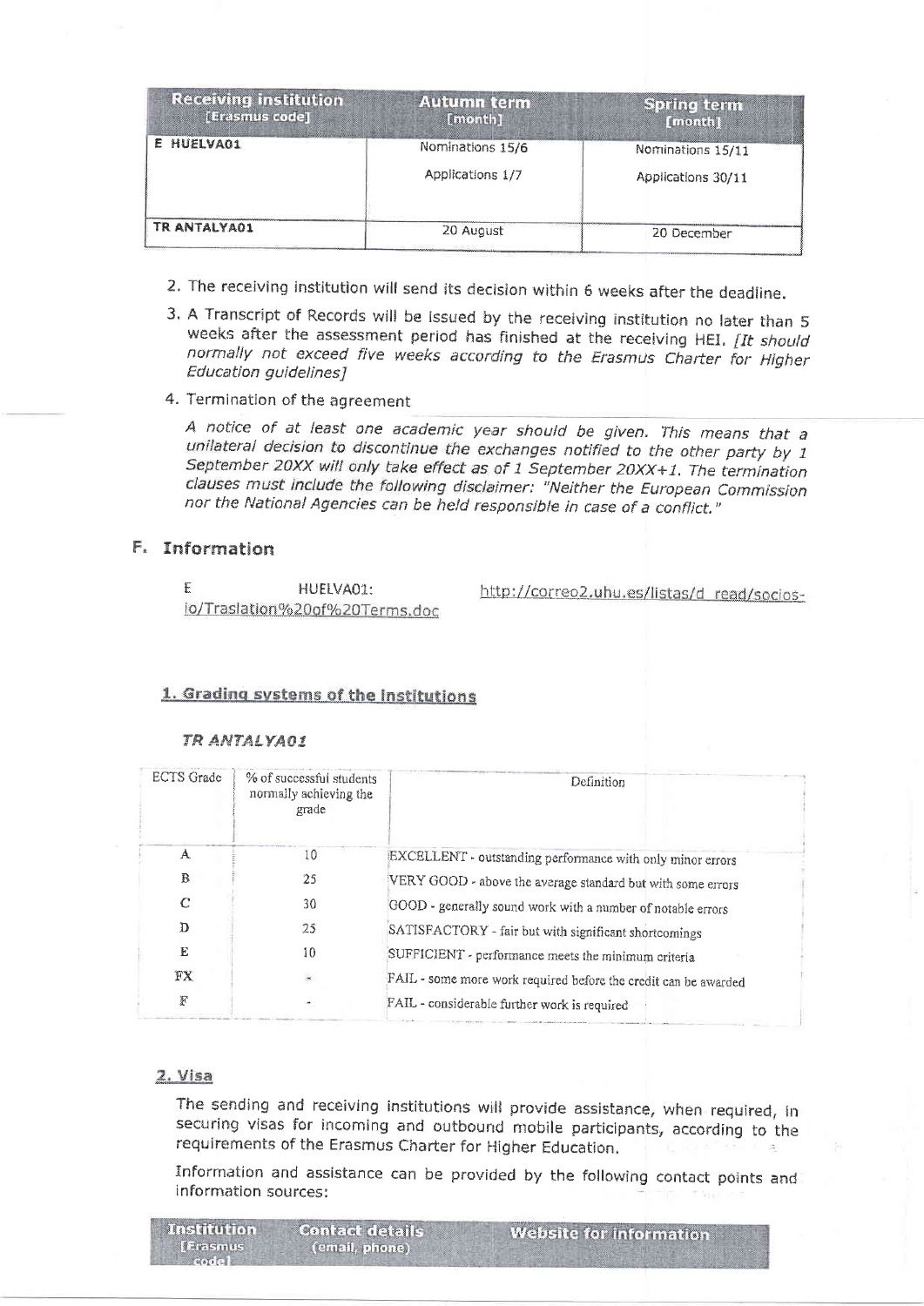| Receiving institution [Erasmus code] | Autumn term [month] | Spring term [month] |
| --- | --- | --- |
| E HUELVA01 | Nominations 15/6<br>Applications 1/7 | Nominations 15/11<br>Applications 30/11 |
| TR ANTALYA01 | 20 August | 20 December |

2. The receiving institution will send its decision within 6 weeks after the deadline.
3. A Transcript of Records will be issued by the receiving institution no later than 5 weeks after the assessment period has finished at the receiving HEI. *[It should normally not exceed five weeks according to the Erasmus Charter for Higher Education guidelines]*
4. Termination of the agreement

   *A notice of at least one academic year should be given. This means that a unilateral decision to discontinue the exchanges notified to the other party by 1 September 20XX will only take effect as of 1 September 20XX+1. The termination clauses must include the following disclaimer: "Neither the European Commission nor the National Agencies can be held responsible in case of a conflict."*

## F. Information

E HUELVA01: http://correo2.uhu.es/listas/d_read/socios-io/Traslation%20of%20Terms.doc

### 1. Grading systems of the institutions

#### *TR ANTALYA01*

| ECTS Grade | % of successful students normally achieving the grade | Definition |
| --- | --- | --- |
| A | 10 | EXCELLENT - outstanding performance with only minor errors |
| B | 25 | VERY GOOD - above the average standard but with some errors |
| C | 30 | GOOD - generally sound work with a number of notable errors |
| D | 25 | SATISFACTORY - fair but with significant shortcomings |
| E | 10 | SUFFICIENT - performance meets the minimum criteria |
| FX | - | FAIL - some more work required before the credit can be awarded |
| F | - | FAIL - considerable further work is required |

### 2. Visa

The sending and receiving institutions will provide assistance, when required, in securing visas for incoming and outbound mobile participants, according to the requirements of the Erasmus Charter for Higher Education.

Information and assistance can be provided by the following contact points and information sources:

| Institution [Erasmus code] | Contact details (email, phone) | Website for information |
| --- | --- | --- |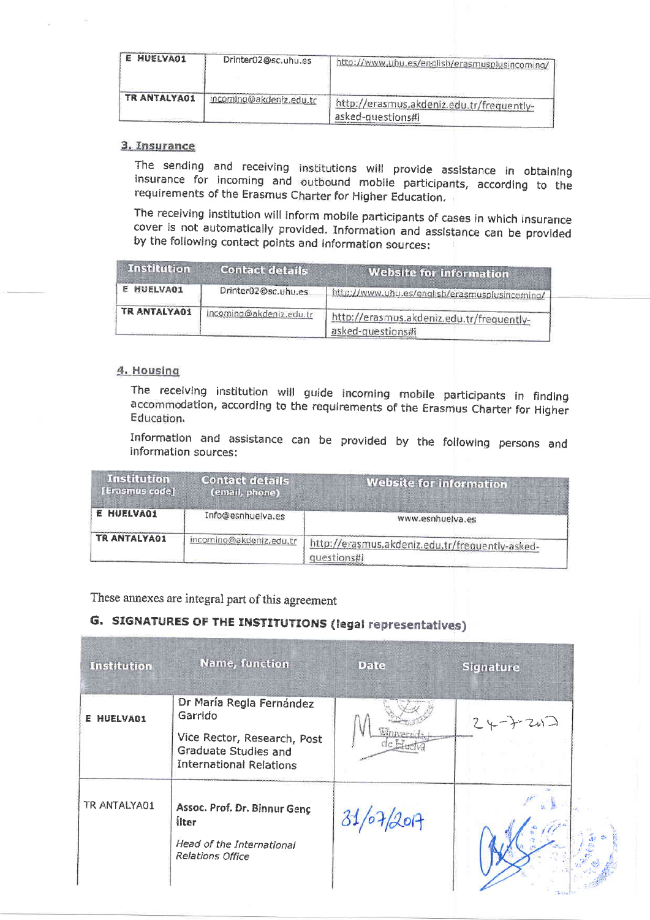| | | |
|---|---|---|
| E HUELVA01 | Drinter02@sc.uhu.es | http://www.uhu.es/english/erasmusplusincoming/ |
| TR ANTALYA01 | incoming@akdeniz.edu.tr | http://erasmus.akdeniz.edu.tr/frequently-asked-questions#i |

## 3. Insurance

The sending and receiving institutions will provide assistance in obtaining insurance for incoming and outbound mobile participants, according to the requirements of the Erasmus Charter for Higher Education.

The receiving institution will inform mobile participants of cases in which insurance cover is not automatically provided. Information and assistance can be provided by the following contact points and information sources:

| Institution | Contact details | Website for information |
|---|---|---|
| E HUELVA01 | Drinter02@sc.uhu.es | http://www.uhu.es/english/erasmusplusincoming/ |
| TR ANTALYA01 | incoming@akdeniz.edu.tr | http://erasmus.akdeniz.edu.tr/frequently-asked-questions#i |

## 4. Housing

The receiving institution will guide incoming mobile participants in finding accommodation, according to the requirements of the Erasmus Charter for Higher Education.

Information and assistance can be provided by the following persons and information sources:

| Institution [Erasmus code] | Contact details (email, phone) | Website for information |
|---|---|---|
| E HUELVA01 | Info@esnhuelva.es | www.esnhuelva.es |
| TR ANTALYA01 | incoming@akdeniz.edu.tr | http://erasmus.akdeniz.edu.tr/frequently-asked-questions#i |

These annexes are integral part of this agreement

## G. SIGNATURES OF THE INSTITUTIONS (legal representatives)

| Institution | Name, function | Date | Signature |
|---|---|---|---|
| E HUELVA01 | Dr María Regla Fernández Garrido<br><br>Vice Rector, Research, Post Graduate Studies and International Relations | [signature, stamp: Universidad de Huelva] | 24-7-2017 |
| TR ANTALYA01 | Assoc. Prof. Dr. Binnur Genç İlter<br><br>*Head of the International Relations Office* | 31/07/2017 | [signature] |